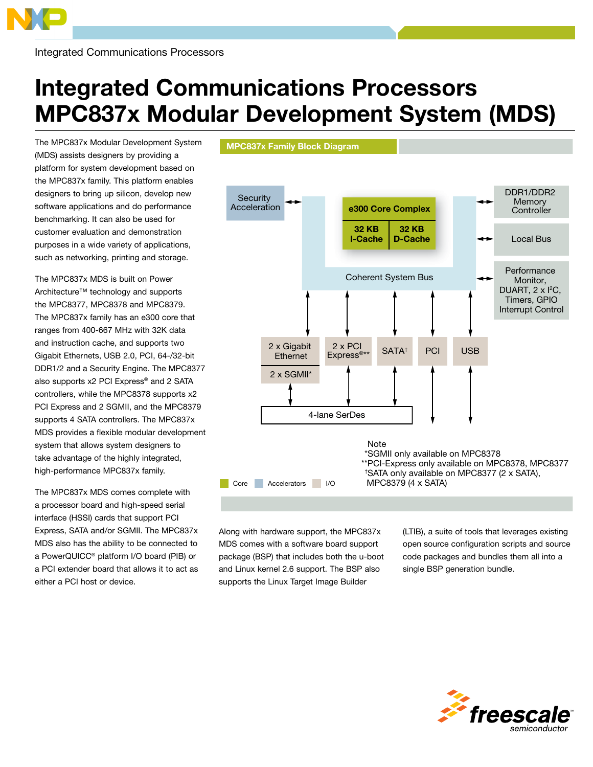Integrated Communications Processors

# Integrated Communications Processors MPC837x Modular Development System (MDS)

The MPC837x Modular Development System (MDS) assists designers by providing a platform for system development based on the MPC837x family. This platform enables designers to bring up silicon, develop new software applications and do performance benchmarking. It can also be used for customer evaluation and demonstration purposes in a wide variety of applications, such as networking, printing and storage.

The MPC837x MDS is built on Power Architecture™ technology and supports the MPC8377, MPC8378 and MPC8379. The MPC837x family has an e300 core that ranges from 400-667 MHz with 32K data and instruction cache, and supports two Gigabit Ethernets, USB 2.0, PCI, 64-/32-bit DDR1/2 and a Security Engine. The MPC8377 also supports x2 PCI Express® and 2 SATA controllers, while the MPC8378 supports x2 PCI Express and 2 SGMII, and the MPC8379 supports 4 SATA controllers. The MPC837x MDS provides a flexible modular development system that allows system designers to take advantage of the highly integrated, high-performance MPC837x family.

The MPC837x MDS comes complete with a processor board and high-speed serial interface (HSSI) cards that support PCI Express, SATA and/or SGMII. The MPC837x MDS also has the ability to be connected to a PowerQUICC® platform I/O board (PIB) or a PCI extender board that allows it to act as either a PCI host or device.

**MPC837x Family Block Diagram**

Security Acceleration

e300 Core Complex

32 KB I-Cache

32 KB D-Cache

DDR1/DDR2 Memory Controller

Local Bus

Coherent System Bus

Performance Monitor, DUART, 2 x I²C, Timers, GPIO Interrupt Control

2 x Gigabit Ethernet

2 x SGMII*

2 x PCI Express®**

SATA†

PCI

USB

4-lane SerDes

Core Accelerators I/O

Note
*SGMII only available on MPC8378
**PCI-Express only available on MPC8378, MPC8377
†SATA only available on MPC8377 (2 x SATA), MPC8379 (4 x SATA)

Along with hardware support, the MPC837x MDS comes with a software board support package (BSP) that includes both the u-boot and Linux kernel 2.6 support. The BSP also supports the Linux Target Image Builder (LTIB), a suite of tools that leverages existing open source configuration scripts and source code packages and bundles them all into a single BSP generation bundle.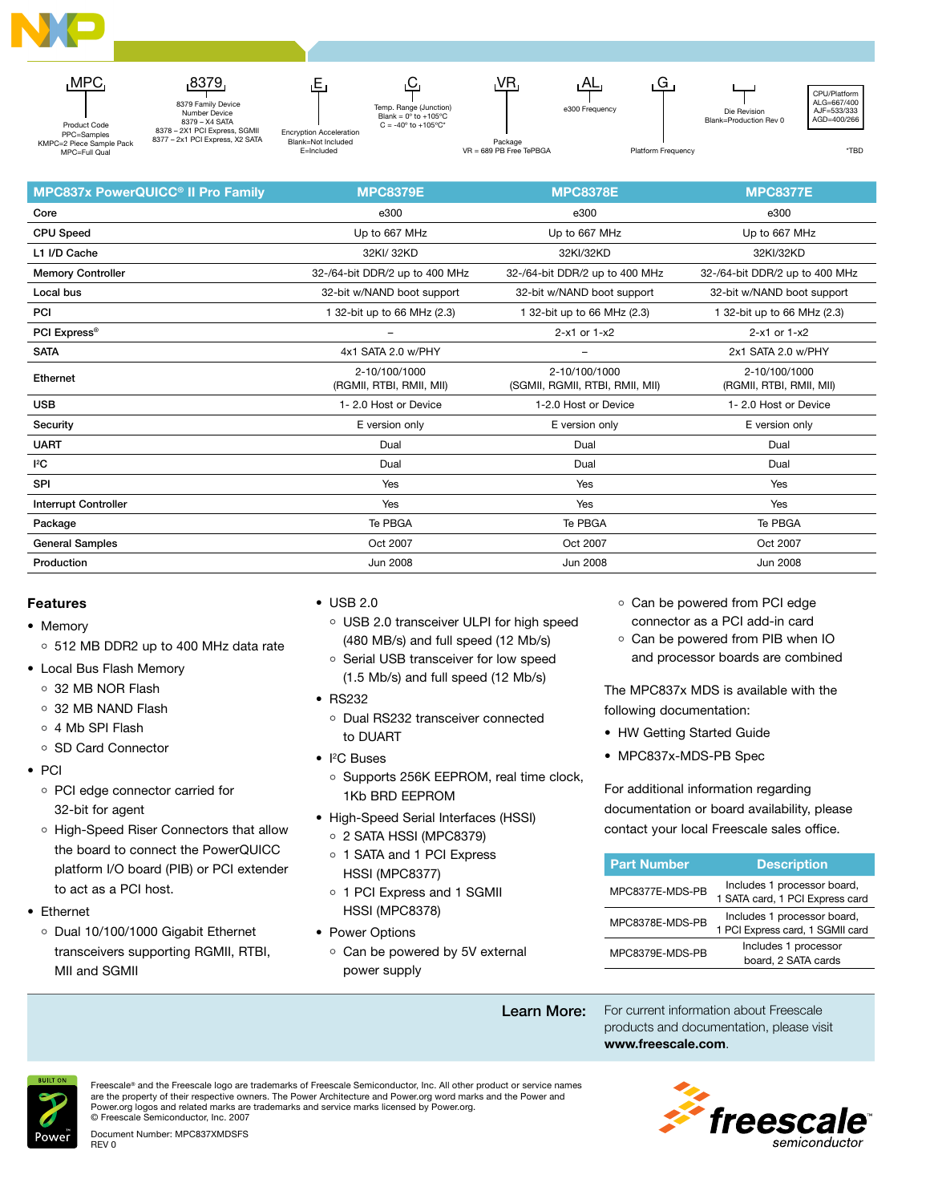MPC | 8379 | E | C | VR | AL | G | | CPU/Platform ALG=667/400 AJF=533/333 AGD=400/266

Product Code
PPC=Samples
KMPC=2 Piece Sample Pack
MPC=Full Qual

8379 Family Device Number Device
8379 – X4 SATA
8378 – 2X1 PCI Express, SGMII
8377 – 2x1 PCI Express, X2 SATA

Encryption Acceleration
Blank=Not Included
E=Included

Temp. Range (Junction)
Blank = 0° to +105°C
C = -40° to +105°C*

Package
VR = 689 PB Free TePBGA

e300 Frequency

Platform Frequency

Die Revision
Blank=Production Rev 0

*TBD

| MPC837x PowerQUICC® II Pro Family | MPC8379E | MPC8378E | MPC8377E |
|---|---|---|---|
| Core | e300 | e300 | e300 |
| CPU Speed | Up to 667 MHz | Up to 667 MHz | Up to 667 MHz |
| L1 I/D Cache | 32KI/ 32KD | 32KI/32KD | 32KI/32KD |
| Memory Controller | 32-/64-bit DDR/2 up to 400 MHz | 32-/64-bit DDR/2 up to 400 MHz | 32-/64-bit DDR/2 up to 400 MHz |
| Local bus | 32-bit w/NAND boot support | 32-bit w/NAND boot support | 32-bit w/NAND boot support |
| PCI | 1 32-bit up to 66 MHz (2.3) | 1 32-bit up to 66 MHz (2.3) | 1 32-bit up to 66 MHz (2.3) |
| PCI Express® | – | 2-x1 or 1-x2 | 2-x1 or 1-x2 |
| SATA | 4x1 SATA 2.0 w/PHY | – | 2x1 SATA 2.0 w/PHY |
| Ethernet | 2-10/100/1000 (RGMII, RTBI, RMII, MII) | 2-10/100/1000 (SGMII, RGMII, RTBI, RMII, MII) | 2-10/100/1000 (RGMII, RTBI, RMII, MII) |
| USB | 1- 2.0 Host or Device | 1-2.0 Host or Device | 1- 2.0 Host or Device |
| Security | E version only | E version only | E version only |
| UART | Dual | Dual | Dual |
| I²C | Dual | Dual | Dual |
| SPI | Yes | Yes | Yes |
| Interrupt Controller | Yes | Yes | Yes |
| Package | Te PBGA | Te PBGA | Te PBGA |
| General Samples | Oct 2007 | Oct 2007 | Oct 2007 |
| Production | Jun 2008 | Jun 2008 | Jun 2008 |

## Features

- Memory
  - 512 MB DDR2 up to 400 MHz data rate
- Local Bus Flash Memory
  - 32 MB NOR Flash
  - 32 MB NAND Flash
  - 4 Mb SPI Flash
  - SD Card Connector
- PCI
  - PCI edge connector carried for 32-bit for agent
  - High-Speed Riser Connectors that allow the board to connect the PowerQUICC platform I/O board (PIB) or PCI extender to act as a PCI host.
- Ethernet
  - Dual 10/100/1000 Gigabit Ethernet transceivers supporting RGMII, RTBI, MII and SGMII
- USB 2.0
  - USB 2.0 transceiver ULPI for high speed (480 MB/s) and full speed (12 Mb/s)
  - Serial USB transceiver for low speed (1.5 Mb/s) and full speed (12 Mb/s)
- RS232
  - Dual RS232 transceiver connected to DUART
- I²C Buses
  - Supports 256K EEPROM, real time clock, 1Kb BRD EEPROM
- High-Speed Serial Interfaces (HSSI)
  - 2 SATA HSSI (MPC8379)
  - 1 SATA and 1 PCI Express HSSI (MPC8377)
  - 1 PCI Express and 1 SGMII HSSI (MPC8378)
- Power Options
  - Can be powered by 5V external power supply
  - Can be powered from PCI edge connector as a PCI add-in card
  - Can be powered from PIB when IO and processor boards are combined

The MPC837x MDS is available with the following documentation:

- HW Getting Started Guide
- MPC837x-MDS-PB Spec

For additional information regarding documentation or board availability, please contact your local Freescale sales office.

| Part Number | Description |
|---|---|
| MPC8377E-MDS-PB | Includes 1 processor board, 1 SATA card, 1 PCI Express card |
| MPC8378E-MDS-PB | Includes 1 processor board, 1 PCI Express card, 1 SGMII card |
| MPC8379E-MDS-PB | Includes 1 processor board, 2 SATA cards |

**Learn More:** For current information about Freescale products and documentation, please visit **www.freescale.com**.

Freescale® and the Freescale logo are trademarks of Freescale Semiconductor, Inc. All other product or service names are the property of their respective owners. The Power Architecture and Power.org word marks and the Power and Power.org logos and related marks are trademarks and service marks licensed by Power.org.
© Freescale Semiconductor, Inc. 2007

Document Number: MPC837XMDSFS
REV 0